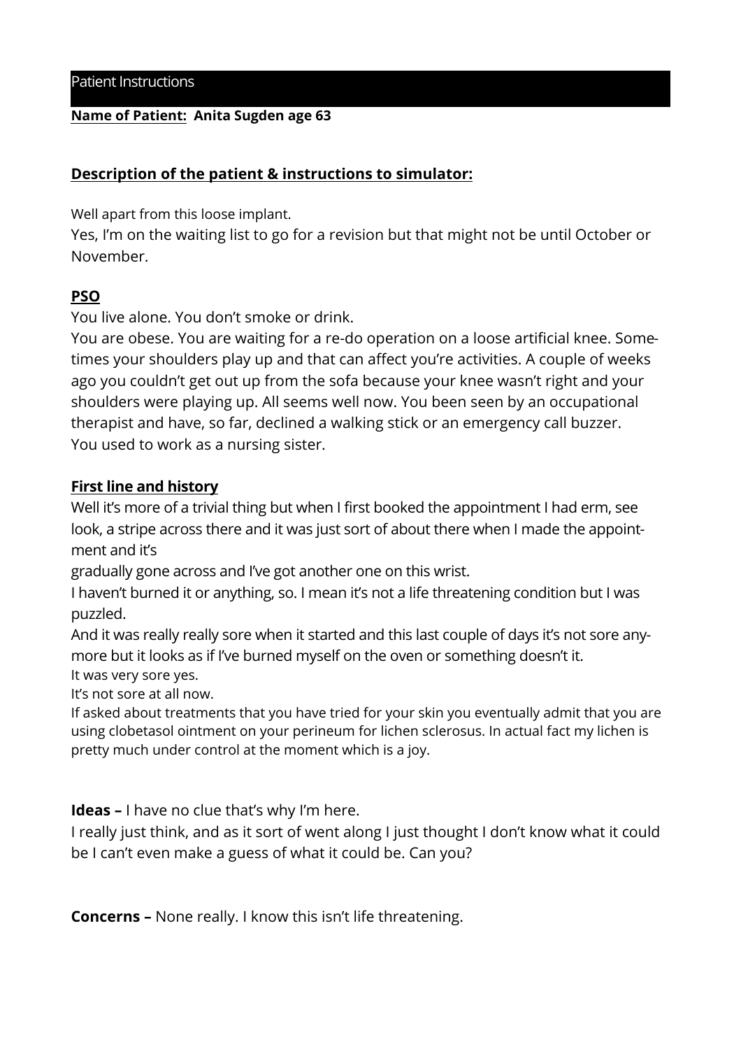Patient Instructions

**Name of Patient: Anita Sugden age 63**

**Description of the patient & instructions to simulator:**

Well apart from this loose implant.

Yes, I'm on the waiting list to go for a revision but that might not be until October or November.

**PSO**

You live alone. You don't smoke or drink.

You are obese. You are waiting for a re-do operation on a loose artificial knee. Sometimes your shoulders play up and that can affect you're activities. A couple of weeks ago you couldn't get out up from the sofa because your knee wasn't right and your shoulders were playing up. All seems well now. You been seen by an occupational therapist and have, so far, declined a walking stick or an emergency call buzzer. You used to work as a nursing sister.

**First line and history**

Well it's more of a trivial thing but when I first booked the appointment I had erm, see look, a stripe across there and it was just sort of about there when I made the appointment and it's

gradually gone across and I've got another one on this wrist.

I haven't burned it or anything, so. I mean it's not a life threatening condition but I was puzzled.

And it was really really sore when it started and this last couple of days it's not sore anymore but it looks as if I've burned myself on the oven or something doesn't it.

It was very sore yes.

It's not sore at all now.

If asked about treatments that you have tried for your skin you eventually admit that you are using clobetasol ointment on your perineum for lichen sclerosus. In actual fact my lichen is pretty much under control at the moment which is a joy.

**Ideas –** I have no clue that's why I'm here.

I really just think, and as it sort of went along I just thought I don't know what it could be I can't even make a guess of what it could be. Can you?

**Concerns –** None really. I know this isn't life threatening.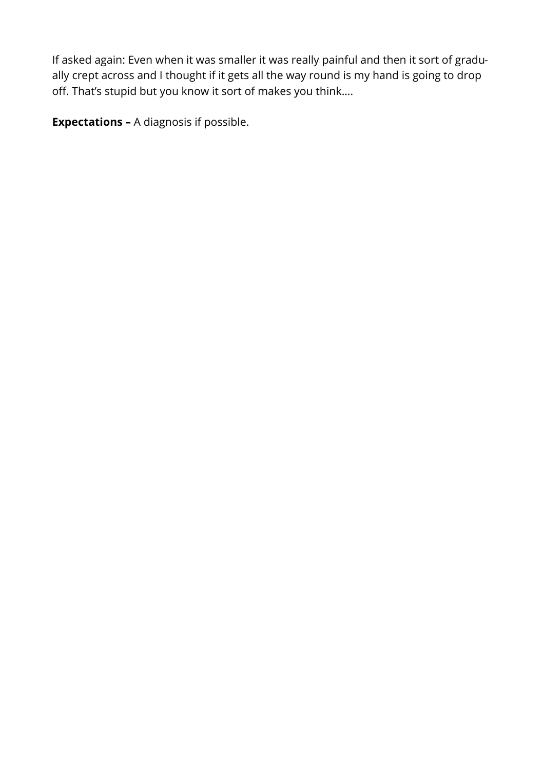If asked again: Even when it was smaller it was really painful and then it sort of gradually crept across and I thought if it gets all the way round is my hand is going to drop off. That's stupid but you know it sort of makes you think....

**Expectations –** A diagnosis if possible.